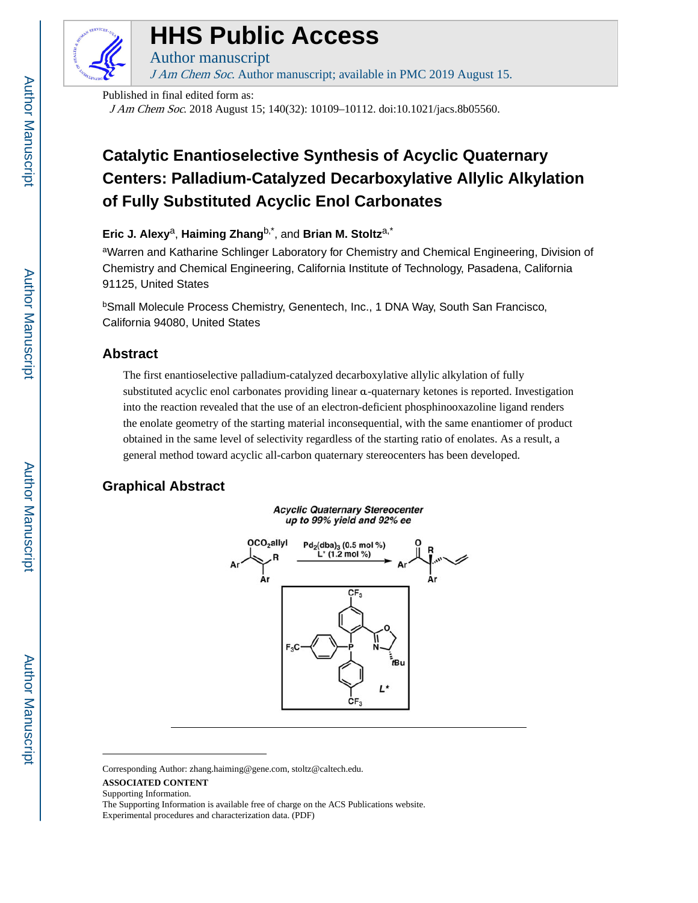# HHS Public Access

Author manuscript

*J Am Chem Soc*. Author manuscript; available in PMC 2019 August 15.

Published in final edited form as:

*J Am Chem Soc*. 2018 August 15; 140(32): 10109–10112. doi:10.1021/jacs.8b05560.

# Catalytic Enantioselective Synthesis of Acyclic Quaternary Centers: Palladium-Catalyzed Decarboxylative Allylic Alkylation of Fully Substituted Acyclic Enol Carbonates

**Eric J. Alexy**[a], **Haiming Zhang**[b,*], and **Brian M. Stoltz**[a,*]

[a]Warren and Katharine Schlinger Laboratory for Chemistry and Chemical Engineering, Division of Chemistry and Chemical Engineering, California Institute of Technology, Pasadena, California 91125, United States

[b]Small Molecule Process Chemistry, Genentech, Inc., 1 DNA Way, South San Francisco, California 94080, United States

## Abstract

The first enantioselective palladium-catalyzed decarboxylative allylic alkylation of fully substituted acyclic enol carbonates providing linear α-quaternary ketones is reported. Investigation into the reaction revealed that the use of an electron-deficient phosphinooxazoline ligand renders the enolate geometry of the starting material inconsequential, with the same enantiomer of product obtained in the same level of selectivity regardless of the starting ratio of enolates. As a result, a general method toward acyclic all-carbon quaternary stereocenters has been developed.

## Graphical Abstract

*Acyclic Quaternary Stereocenter up to 99% yield and 92% ee*

$Pd_2(dba)_3$ (0.5 mol %), L* (1.2 mol %)

---

Corresponding Author: zhang.haiming@gene.com, stoltz@caltech.edu.

**ASSOCIATED CONTENT**

Supporting Information.

The Supporting Information is available free of charge on the ACS Publications website.

Experimental procedures and characterization data. (PDF)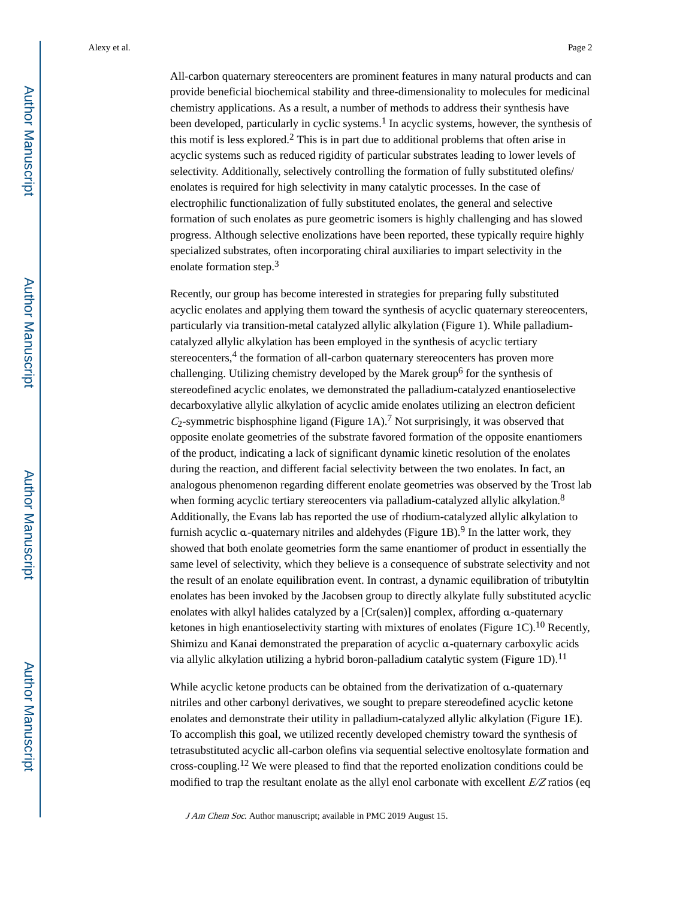All-carbon quaternary stereocenters are prominent features in many natural products and can provide beneficial biochemical stability and three-dimensionality to molecules for medicinal chemistry applications. As a result, a number of methods to address their synthesis have been developed, particularly in cyclic systems.[1] In acyclic systems, however, the synthesis of this motif is less explored.[2] This is in part due to additional problems that often arise in acyclic systems such as reduced rigidity of particular substrates leading to lower levels of selectivity. Additionally, selectively controlling the formation of fully substituted olefins/enolates is required for high selectivity in many catalytic processes. In the case of electrophilic functionalization of fully substituted enolates, the general and selective formation of such enolates as pure geometric isomers is highly challenging and has slowed progress. Although selective enolizations have been reported, these typically require highly specialized substrates, often incorporating chiral auxiliaries to impart selectivity in the enolate formation step.[3]

Recently, our group has become interested in strategies for preparing fully substituted acyclic enolates and applying them toward the synthesis of acyclic quaternary stereocenters, particularly via transition-metal catalyzed allylic alkylation (Figure 1). While palladium-catalyzed allylic alkylation has been employed in the synthesis of acyclic tertiary stereocenters,[4] the formation of all-carbon quaternary stereocenters has proven more challenging. Utilizing chemistry developed by the Marek group[6] for the synthesis of stereodefined acyclic enolates, we demonstrated the palladium-catalyzed enantioselective decarboxylative allylic alkylation of acyclic amide enolates utilizing an electron deficient $C_2$-symmetric bisphosphine ligand (Figure 1A).[7] Not surprisingly, it was observed that opposite enolate geometries of the substrate favored formation of the opposite enantiomers of the product, indicating a lack of significant dynamic kinetic resolution of the enolates during the reaction, and different facial selectivity between the two enolates. In fact, an analogous phenomenon regarding different enolate geometries was observed by the Trost lab when forming acyclic tertiary stereocenters via palladium-catalyzed allylic alkylation.[8] Additionally, the Evans lab has reported the use of rhodium-catalyzed allylic alkylation to furnish acyclic α-quaternary nitriles and aldehydes (Figure 1B).[9] In the latter work, they showed that both enolate geometries form the same enantiomer of product in essentially the same level of selectivity, which they believe is a consequence of substrate selectivity and not the result of an enolate equilibration event. In contrast, a dynamic equilibration of tributyltin enolates has been invoked by the Jacobsen group to directly alkylate fully substituted acyclic enolates with alkyl halides catalyzed by a [Cr(salen)] complex, affording α-quaternary ketones in high enantioselectivity starting with mixtures of enolates (Figure 1C).[10] Recently, Shimizu and Kanai demonstrated the preparation of acyclic α-quaternary carboxylic acids via allylic alkylation utilizing a hybrid boron-palladium catalytic system (Figure 1D).[11]

While acyclic ketone products can be obtained from the derivatization of α-quaternary nitriles and other carbonyl derivatives, we sought to prepare stereodefined acyclic ketone enolates and demonstrate their utility in palladium-catalyzed allylic alkylation (Figure 1E). To accomplish this goal, we utilized recently developed chemistry toward the synthesis of tetrasubstituted acyclic all-carbon olefins via sequential selective enoltosylate formation and cross-coupling.[12] We were pleased to find that the reported enolization conditions could be modified to trap the resultant enolate as the allyl enol carbonate with excellent *E/Z* ratios (eq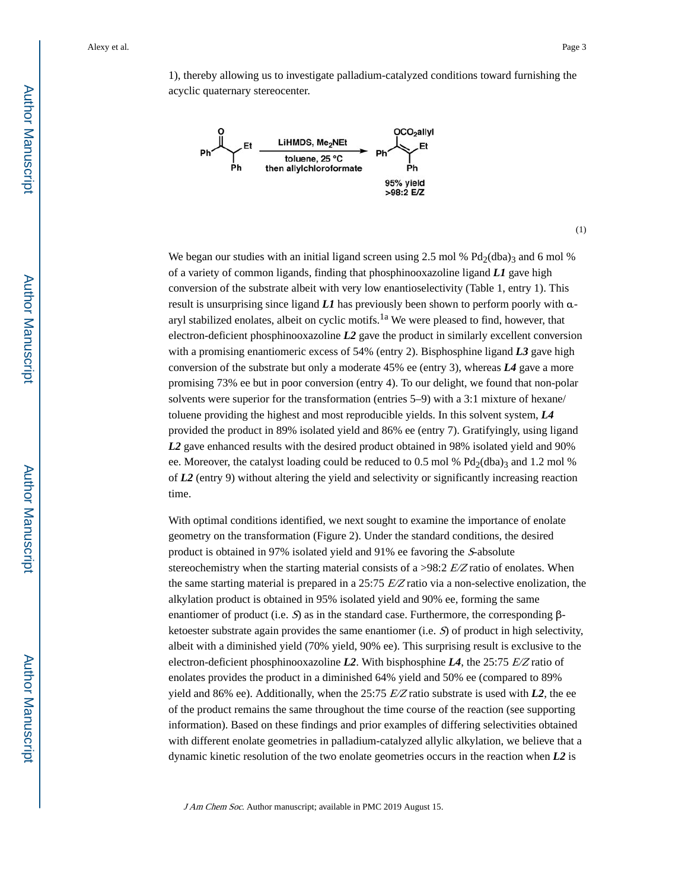1), thereby allowing us to investigate palladium-catalyzed conditions toward furnishing the acyclic quaternary stereocenter.

(1)

We began our studies with an initial ligand screen using 2.5 mol % $Pd_2(dba)_3$ and 6 mol % of a variety of common ligands, finding that phosphinooxazoline ligand ***L1*** gave high conversion of the substrate albeit with very low enantioselectivity (Table 1, entry 1). This result is unsurprising since ligand ***L1*** has previously been shown to perform poorly with α-aryl stabilized enolates, albeit on cyclic motifs.[1a] We were pleased to find, however, that electron-deficient phosphinooxazoline ***L2*** gave the product in similarly excellent conversion with a promising enantiomeric excess of 54% (entry 2). Bisphosphine ligand ***L3*** gave high conversion of the substrate but only a moderate 45% ee (entry 3), whereas ***L4*** gave a more promising 73% ee but in poor conversion (entry 4). To our delight, we found that non-polar solvents were superior for the transformation (entries 5–9) with a 3:1 mixture of hexane/toluene providing the highest and most reproducible yields. In this solvent system, ***L4*** provided the product in 89% isolated yield and 86% ee (entry 7). Gratifyingly, using ligand ***L2*** gave enhanced results with the desired product obtained in 98% isolated yield and 90% ee. Moreover, the catalyst loading could be reduced to 0.5 mol % $Pd_2(dba)_3$ and 1.2 mol % of ***L2*** (entry 9) without altering the yield and selectivity or significantly increasing reaction time.

With optimal conditions identified, we next sought to examine the importance of enolate geometry on the transformation (Figure 2). Under the standard conditions, the desired product is obtained in 97% isolated yield and 91% ee favoring the *S*-absolute stereochemistry when the starting material consists of a >98:2 *E/Z* ratio of enolates. When the same starting material is prepared in a 25:75 *E/Z* ratio via a non-selective enolization, the alkylation product is obtained in 95% isolated yield and 90% ee, forming the same enantiomer of product (i.e. *S*) as in the standard case. Furthermore, the corresponding β-ketoester substrate again provides the same enantiomer (i.e. *S*) of product in high selectivity, albeit with a diminished yield (70% yield, 90% ee). This surprising result is exclusive to the electron-deficient phosphinooxazoline ***L2***. With bisphosphine ***L4***, the 25:75 *E/Z* ratio of enolates provides the product in a diminished 64% yield and 50% ee (compared to 89% yield and 86% ee). Additionally, when the 25:75 *E/Z* ratio substrate is used with ***L2***, the ee of the product remains the same throughout the time course of the reaction (see supporting information). Based on these findings and prior examples of differing selectivities obtained with different enolate geometries in palladium-catalyzed allylic alkylation, we believe that a dynamic kinetic resolution of the two enolate geometries occurs in the reaction when ***L2*** is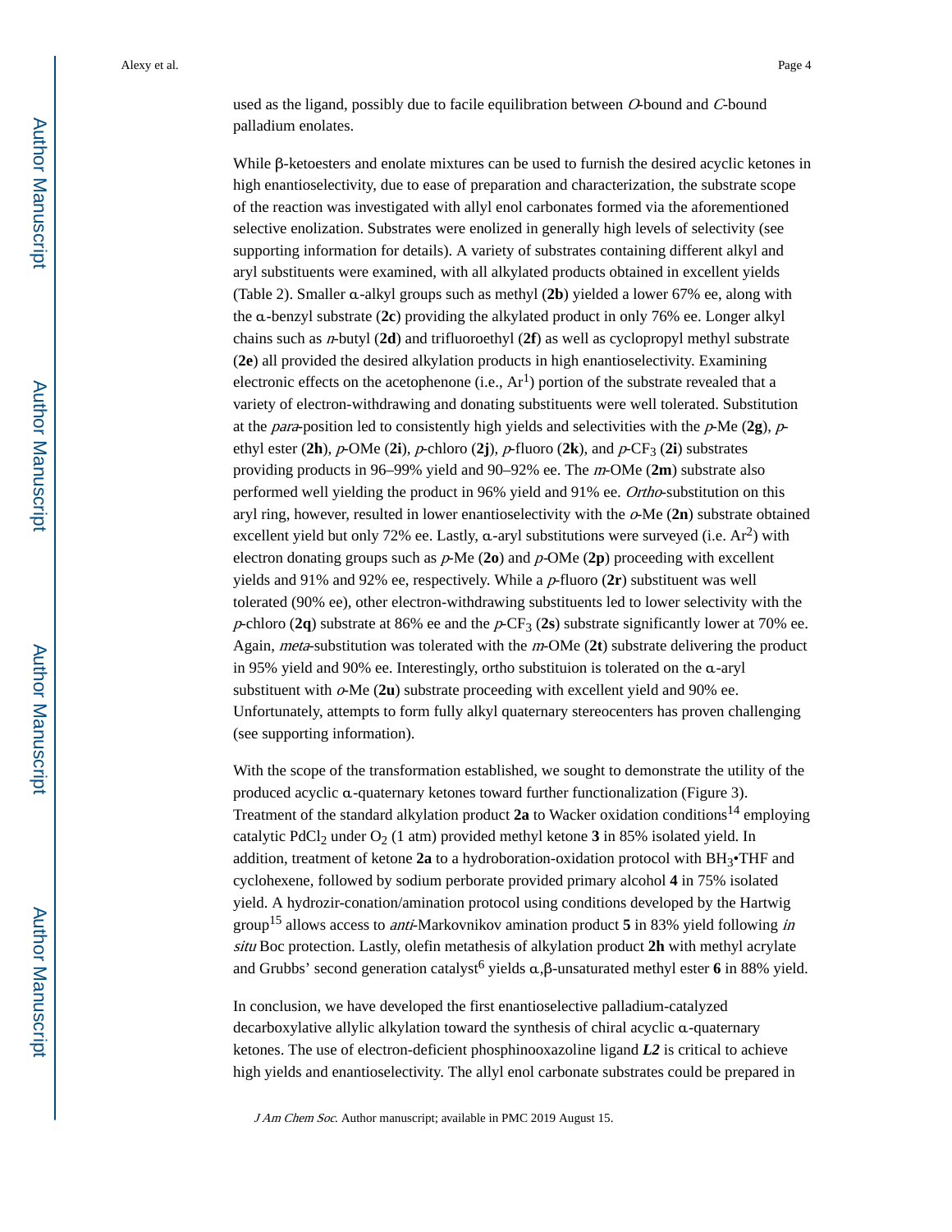used as the ligand, possibly due to facile equilibration between *O*-bound and *C*-bound palladium enolates.

While β-ketoesters and enolate mixtures can be used to furnish the desired acyclic ketones in high enantioselectivity, due to ease of preparation and characterization, the substrate scope of the reaction was investigated with allyl enol carbonates formed via the aforementioned selective enolization. Substrates were enolized in generally high levels of selectivity (see supporting information for details). A variety of substrates containing different alkyl and aryl substituents were examined, with all alkylated products obtained in excellent yields (Table 2). Smaller α-alkyl groups such as methyl (**2b**) yielded a lower 67% ee, along with the α-benzyl substrate (**2c**) providing the alkylated product in only 76% ee. Longer alkyl chains such as *n*-butyl (**2d**) and trifluoroethyl (**2f**) as well as cyclopropyl methyl substrate (**2e**) all provided the desired alkylation products in high enantioselectivity. Examining electronic effects on the acetophenone (i.e., $Ar^1$) portion of the substrate revealed that a variety of electron-withdrawing and donating substituents were well tolerated. Substitution at the *para*-position led to consistently high yields and selectivities with the *p*-Me (**2g**), *p*-ethyl ester (**2h**), *p*-OMe (**2i**), *p*-chloro (**2j**), *p*-fluoro (**2k**), and *p*-$CF_3$ (**2i**) substrates providing products in 96–99% yield and 90–92% ee. The *m*-OMe (**2m**) substrate also performed well yielding the product in 96% yield and 91% ee. *Ortho*-substitution on this aryl ring, however, resulted in lower enantioselectivity with the *o*-Me (**2n**) substrate obtained excellent yield but only 72% ee. Lastly, α-aryl substitutions were surveyed (i.e. $Ar^2$) with electron donating groups such as *p*-Me (**2o**) and *p*-OMe (**2p**) proceeding with excellent yields and 91% and 92% ee, respectively. While a *p*-fluoro (**2r**) substituent was well tolerated (90% ee), other electron-withdrawing substituents led to lower selectivity with the *p*-chloro (**2q**) substrate at 86% ee and the *p*-$CF_3$ (**2s**) substrate significantly lower at 70% ee. Again, *meta*-substitution was tolerated with the *m*-OMe (**2t**) substrate delivering the product in 95% yield and 90% ee. Interestingly, ortho substituion is tolerated on the α-aryl substituent with *o*-Me (**2u**) substrate proceeding with excellent yield and 90% ee. Unfortunately, attempts to form fully alkyl quaternary stereocenters has proven challenging (see supporting information).

With the scope of the transformation established, we sought to demonstrate the utility of the produced acyclic α-quaternary ketones toward further functionalization (Figure 3). Treatment of the standard alkylation product **2a** to Wacker oxidation conditions[14] employing catalytic $PdCl_2$ under $O_2$ (1 atm) provided methyl ketone **3** in 85% isolated yield. In addition, treatment of ketone **2a** to a hydroboration-oxidation protocol with $BH_3$•THF and cyclohexene, followed by sodium perborate provided primary alcohol **4** in 75% isolated yield. A hydrozir-conation/amination protocol using conditions developed by the Hartwig group[15] allows access to *anti*-Markovnikov amination product **5** in 83% yield following *in situ* Boc protection. Lastly, olefin metathesis of alkylation product **2h** with methyl acrylate and Grubbs' second generation catalyst[6] yields α,β-unsaturated methyl ester **6** in 88% yield.

In conclusion, we have developed the first enantioselective palladium-catalyzed decarboxylative allylic alkylation toward the synthesis of chiral acyclic α-quaternary ketones. The use of electron-deficient phosphinooxazoline ligand ***L2*** is critical to achieve high yields and enantioselectivity. The allyl enol carbonate substrates could be prepared in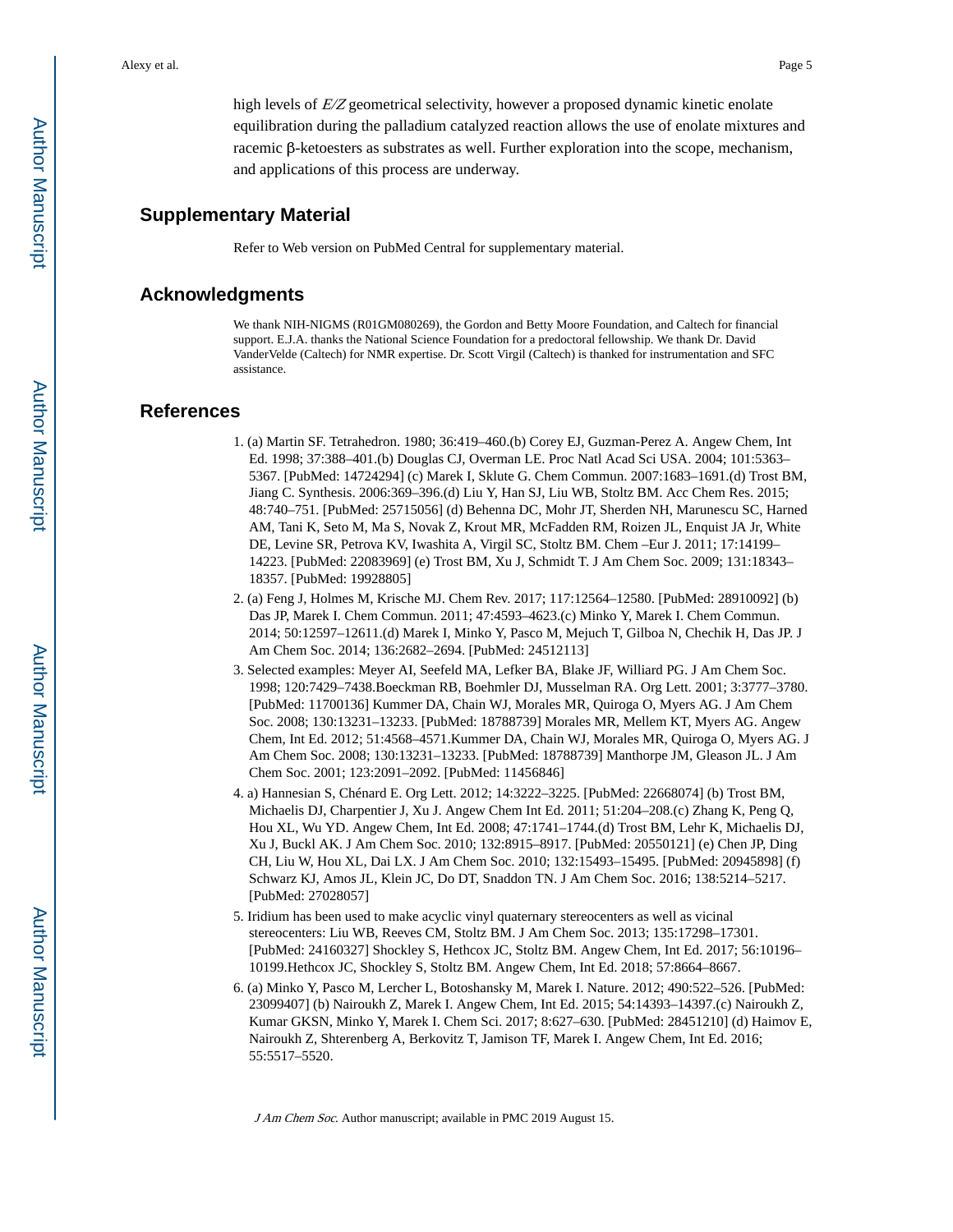high levels of *E/Z* geometrical selectivity, however a proposed dynamic kinetic enolate equilibration during the palladium catalyzed reaction allows the use of enolate mixtures and racemic β-ketoesters as substrates as well. Further exploration into the scope, mechanism, and applications of this process are underway.

## Supplementary Material

Refer to Web version on PubMed Central for supplementary material.

## Acknowledgments

We thank NIH-NIGMS (R01GM080269), the Gordon and Betty Moore Foundation, and Caltech for financial support. E.J.A. thanks the National Science Foundation for a predoctoral fellowship. We thank Dr. David VanderVelde (Caltech) for NMR expertise. Dr. Scott Virgil (Caltech) is thanked for instrumentation and SFC assistance.

## References

1. (a) Martin SF. Tetrahedron. 1980; 36:419–460.(b) Corey EJ, Guzman-Perez A. Angew Chem, Int Ed. 1998; 37:388–401.(b) Douglas CJ, Overman LE. Proc Natl Acad Sci USA. 2004; 101:5363–5367. [PubMed: 14724294] (c) Marek I, Sklute G. Chem Commun. 2007:1683–1691.(d) Trost BM, Jiang C. Synthesis. 2006:369–396.(d) Liu Y, Han SJ, Liu WB, Stoltz BM. Acc Chem Res. 2015; 48:740–751. [PubMed: 25715056] (d) Behenna DC, Mohr JT, Sherden NH, Marunescu SC, Harned AM, Tani K, Seto M, Ma S, Novak Z, Krout MR, McFadden RM, Roizen JL, Enquist JA Jr, White DE, Levine SR, Petrova KV, Iwashita A, Virgil SC, Stoltz BM. Chem –Eur J. 2011; 17:14199–14223. [PubMed: 22083969] (e) Trost BM, Xu J, Schmidt T. J Am Chem Soc. 2009; 131:18343–18357. [PubMed: 19928805]
2. (a) Feng J, Holmes M, Krische MJ. Chem Rev. 2017; 117:12564–12580. [PubMed: 28910092] (b) Das JP, Marek I. Chem Commun. 2011; 47:4593–4623.(c) Minko Y, Marek I. Chem Commun. 2014; 50:12597–12611.(d) Marek I, Minko Y, Pasco M, Mejuch T, Gilboa N, Chechik H, Das JP. J Am Chem Soc. 2014; 136:2682–2694. [PubMed: 24512113]
3. Selected examples: Meyer AI, Seefeld MA, Lefker BA, Blake JF, Williard PG. J Am Chem Soc. 1998; 120:7429–7438.Boeckman RB, Boehmler DJ, Musselman RA. Org Lett. 2001; 3:3777–3780. [PubMed: 11700136] Kummer DA, Chain WJ, Morales MR, Quiroga O, Myers AG. J Am Chem Soc. 2008; 130:13231–13233. [PubMed: 18788739] Morales MR, Mellem KT, Myers AG. Angew Chem, Int Ed. 2012; 51:4568–4571.Kummer DA, Chain WJ, Morales MR, Quiroga O, Myers AG. J Am Chem Soc. 2008; 130:13231–13233. [PubMed: 18788739] Manthorpe JM, Gleason JL. J Am Chem Soc. 2001; 123:2091–2092. [PubMed: 11456846]
4. a) Hannesian S, Chénard E. Org Lett. 2012; 14:3222–3225. [PubMed: 22668074] (b) Trost BM, Michaelis DJ, Charpentier J, Xu J. Angew Chem Int Ed. 2011; 51:204–208.(c) Zhang K, Peng Q, Hou XL, Wu YD. Angew Chem, Int Ed. 2008; 47:1741–1744.(d) Trost BM, Lehr K, Michaelis DJ, Xu J, Buckl AK. J Am Chem Soc. 2010; 132:8915–8917. [PubMed: 20550121] (e) Chen JP, Ding CH, Liu W, Hou XL, Dai LX. J Am Chem Soc. 2010; 132:15493–15495. [PubMed: 20945898] (f) Schwarz KJ, Amos JL, Klein JC, Do DT, Snaddon TN. J Am Chem Soc. 2016; 138:5214–5217. [PubMed: 27028057]
5. Iridium has been used to make acyclic vinyl quaternary stereocenters as well as vicinal stereocenters: Liu WB, Reeves CM, Stoltz BM. J Am Chem Soc. 2013; 135:17298–17301. [PubMed: 24160327] Shockley S, Hethcox JC, Stoltz BM. Angew Chem, Int Ed. 2017; 56:10196–10199.Hethcox JC, Shockley S, Stoltz BM. Angew Chem, Int Ed. 2018; 57:8664–8667.
6. (a) Minko Y, Pasco M, Lercher L, Botoshansky M, Marek I. Nature. 2012; 490:522–526. [PubMed: 23099407] (b) Nairoukh Z, Marek I. Angew Chem, Int Ed. 2015; 54:14393–14397.(c) Nairoukh Z, Kumar GKSN, Minko Y, Marek I. Chem Sci. 2017; 8:627–630. [PubMed: 28451210] (d) Haimov E, Nairoukh Z, Shterenberg A, Berkovitz T, Jamison TF, Marek I. Angew Chem, Int Ed. 2016; 55:5517–5520.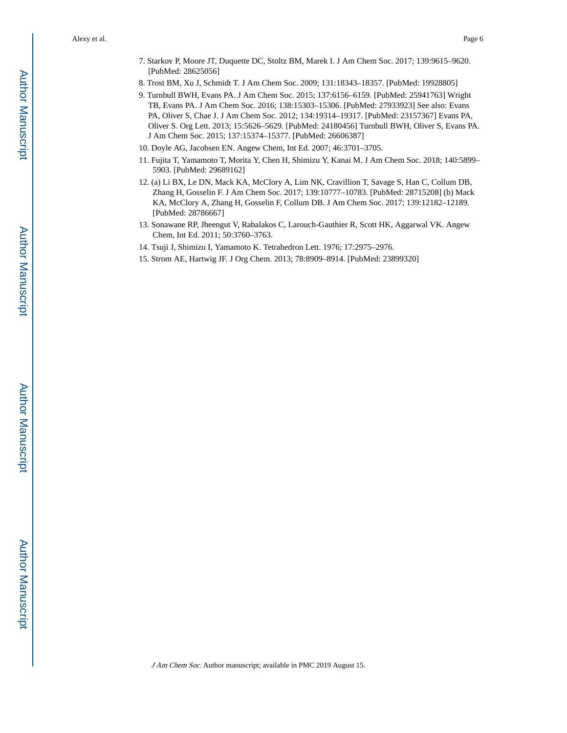7. Starkov P, Moore JT, Duquette DC, Stoltz BM, Marek I. J Am Chem Soc. 2017; 139:9615–9620. [PubMed: 28625056]
8. Trost BM, Xu J, Schmidt T. J Am Chem Soc. 2009; 131:18343–18357. [PubMed: 19928805]
9. Turnbull BWH, Evans PA. J Am Chem Soc. 2015; 137:6156–6159. [PubMed: 25941763] Wright TB, Evans PA. J Am Chem Soc. 2016; 138:15303–15306. [PubMed: 27933923] See also: Evans PA, Oliver S, Chae J. J Am Chem Soc. 2012; 134:19314–19317. [PubMed: 23157367] Evans PA, Oliver S. Org Lett. 2013; 15:5626–5629. [PubMed: 24180456] Turnbull BWH, Oliver S, Evans PA. J Am Chem Soc. 2015; 137:15374–15377. [PubMed: 26606387]
10. Doyle AG, Jacobsen EN. Angew Chem, Int Ed. 2007; 46:3701–3705.
11. Fujita T, Yamamoto T, Morita Y, Chen H, Shimizu Y, Kanai M. J Am Chem Soc. 2018; 140:5899–5903. [PubMed: 29689162]
12. (a) Li BX, Le DN, Mack KA, McClory A, Lim NK, Cravillion T, Savage S, Han C, Collum DB, Zhang H, Gosselin F. J Am Chem Soc. 2017; 139:10777–10783. [PubMed: 28715208] (b) Mack KA, McClory A, Zhang H, Gosselin F, Collum DB. J Am Chem Soc. 2017; 139:12182–12189. [PubMed: 28786667]
13. Sonawane RP, Jheengut V, Rabalakos C, Larouch-Gauthier R, Scott HK, Aggarwal VK. Angew Chem, Int Ed. 2011; 50:3760–3763.
14. Tsuji J, Shimizu I, Yamamoto K. Tetrahedron Lett. 1976; 17:2975–2976.
15. Strom AE, Hartwig JF. J Org Chem. 2013; 78:8909–8914. [PubMed: 23899320]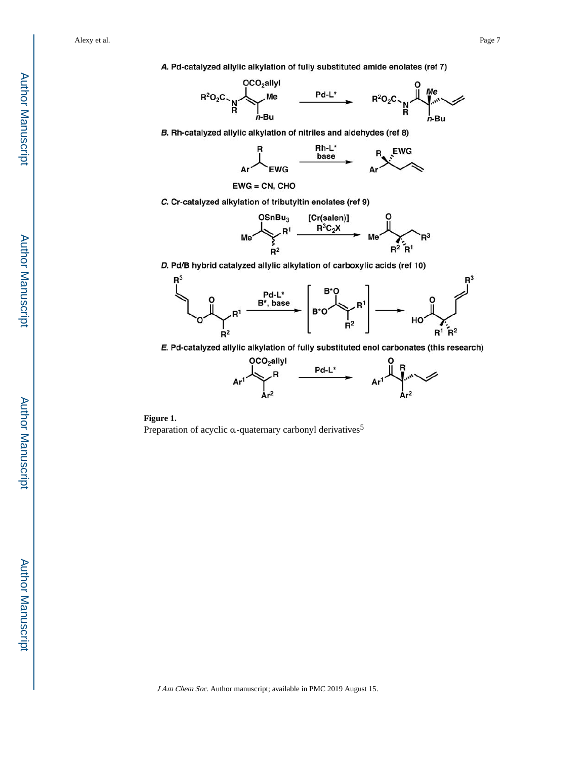A. Pd-catalyzed allylic alkylation of fully substituted amide enolates (ref 7)

B. Rh-catalyzed allylic alkylation of nitriles and aldehydes (ref 8)

EWG = CN, CHO

C. Cr-catalyzed alkylation of tributyltin enolates (ref 9)

D. Pd/B hybrid catalyzed allylic alkylation of carboxylic acids (ref 10)

E. Pd-catalyzed allylic alkylation of fully substituted enol carbonates (this research)

**Figure 1.**

Preparation of acyclic α-quaternary carbonyl derivatives[5]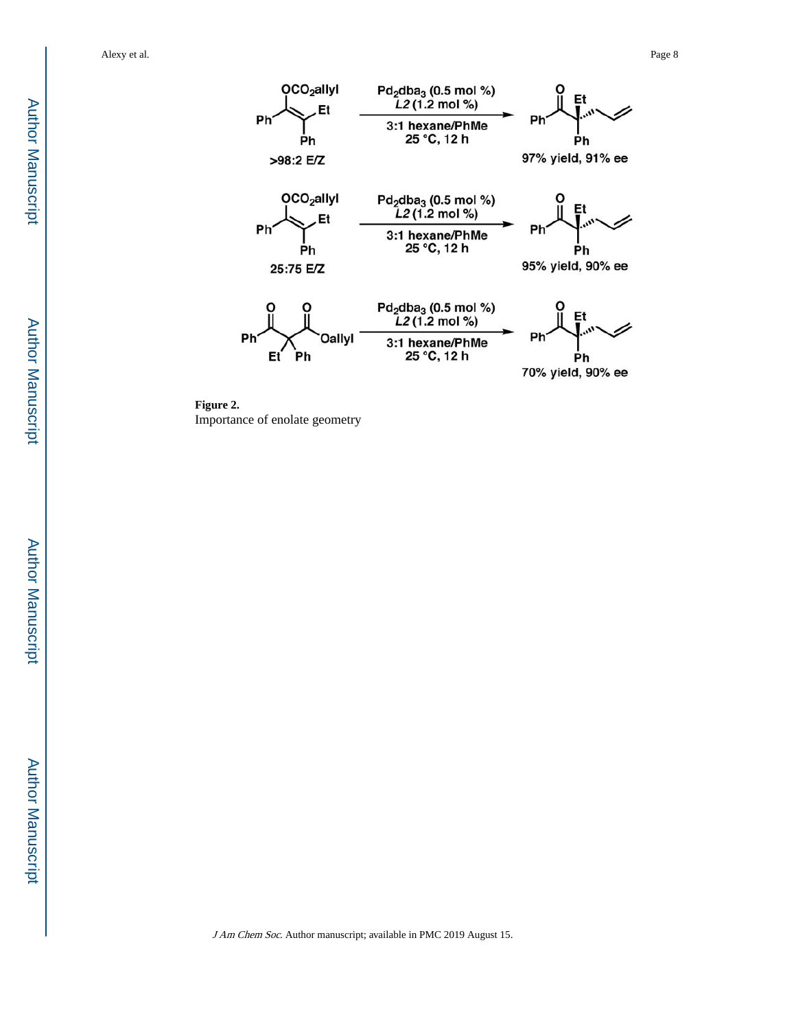**Figure 2.**

Importance of enolate geometry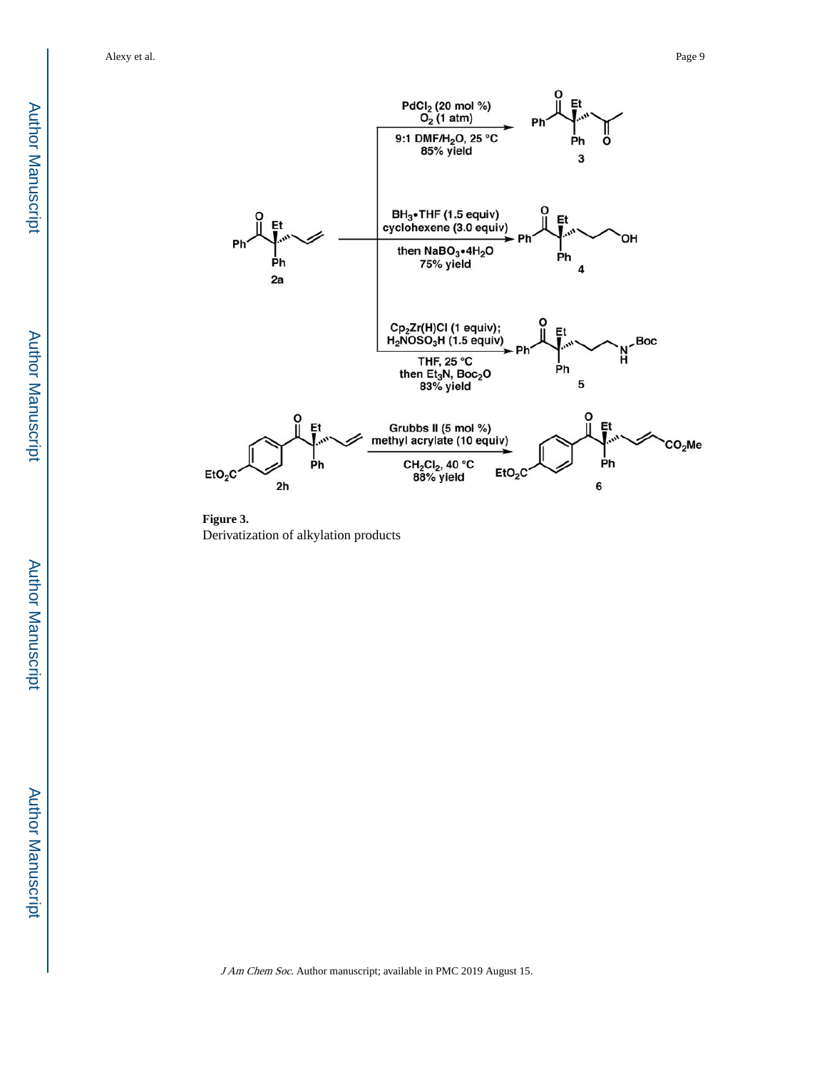**Figure 3.**

Derivatization of alkylation products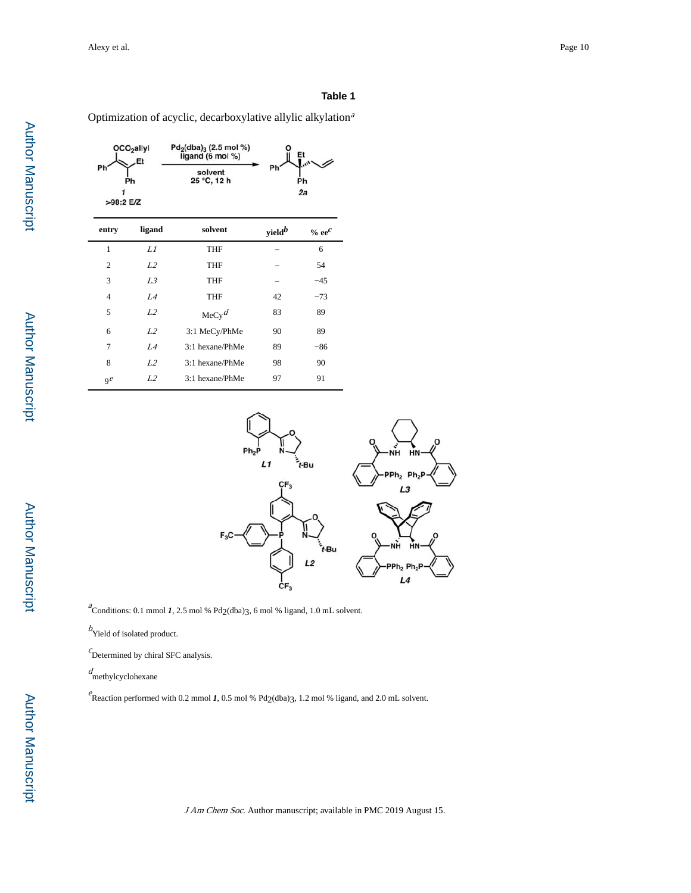## Table 1

Optimization of acyclic, decarboxylative allylic alkylation[a]

| entry | ligand | solvent | yield[b] | % ee[c] |
| --- | --- | --- | --- | --- |
| 1 | *L1* | THF | – | 6 |
| 2 | *L2* | THF | – | 54 |
| 3 | *L3* | THF | – | −45 |
| 4 | *L4* | THF | 42 | −73 |
| 5 | *L2* | MeCy[d] | 83 | 89 |
| 6 | *L2* | 3:1 MeCy/PhMe | 90 | 89 |
| 7 | *L4* | 3:1 hexane/PhMe | 89 | −86 |
| 8 | *L2* | 3:1 hexane/PhMe | 98 | 90 |
| 9[e] | *L2* | 3:1 hexane/PhMe | 97 | 91 |

[a] Conditions: 0.1 mmol ***1***, 2.5 mol % $Pd_2(dba)_3$, 6 mol % ligand, 1.0 mL solvent.

[b] Yield of isolated product.

[c] Determined by chiral SFC analysis.

[d] methylcyclohexane

[e] Reaction performed with 0.2 mmol ***1***, 0.5 mol % $Pd_2(dba)_3$, 1.2 mol % ligand, and 2.0 mL solvent.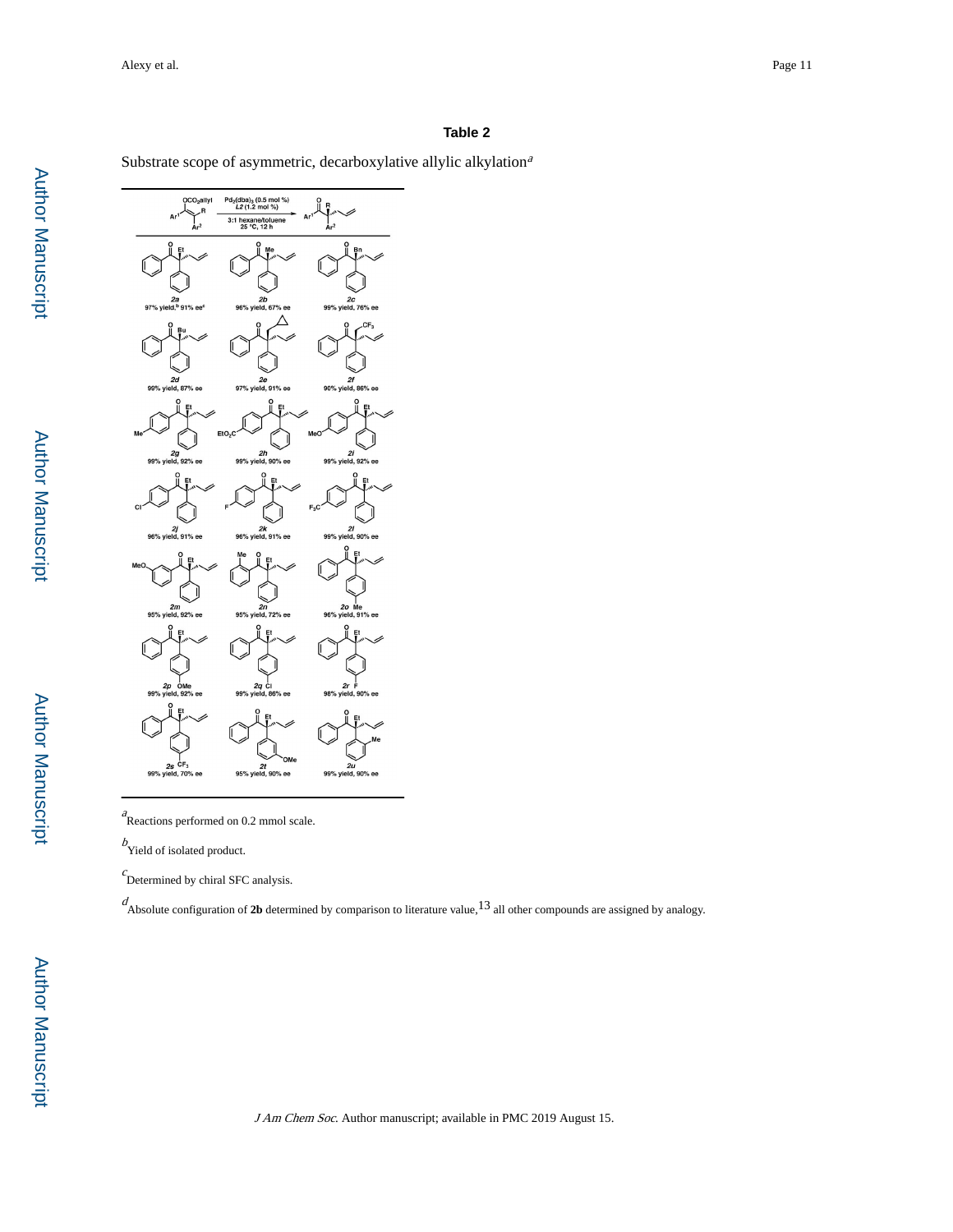**Table 2**

Substrate scope of asymmetric, decarboxylative allylic alkylation[a]

Pd$_2$(dba)$_3$ (0.5 mol %)
L2 (1.2 mol %)
3:1 hexane/toluene
25 °C, 12 h

2a
97% yield,[b] 91% ee[c]

2b
96% yield, 67% ee

2c
99% yield, 76% ee

2d
99% yield, 87% ee

2e
97% yield, 91% ee

2f
90% yield, 86% ee

2g
99% yield, 92% ee

2h
99% yield, 90% ee

2i
99% yield, 92% ee

2j
96% yield, 91% ee

2k
96% yield, 91% ee

2l
99% yield, 90% ee

2m
95% yield, 92% ee

2n
95% yield, 72% ee

2o
96% yield, 91% ee

2p
99% yield, 92% ee

2q
99% yield, 86% ee

2r
98% yield, 90% ee

2s
99% yield, 70% ee

2t
95% yield, 90% ee

2u
99% yield, 90% ee

[a] Reactions performed on 0.2 mmol scale.

[b] Yield of isolated product.

[c] Determined by chiral SFC analysis.

[d] Absolute configuration of **2b** determined by comparison to literature value,[13] all other compounds are assigned by analogy.